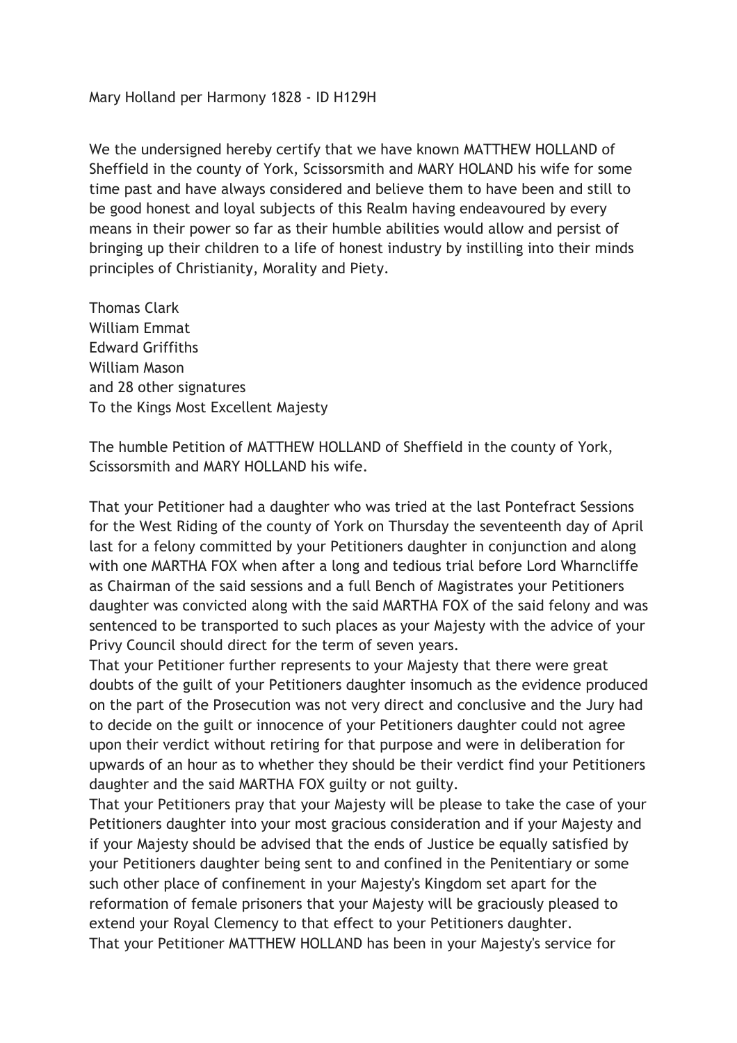Mary Holland per Harmony 1828 - ID H129H

We the undersigned hereby certify that we have known MATTHEW HOLLAND of Sheffield in the county of York, Scissorsmith and MARY HOLAND his wife for some time past and have always considered and believe them to have been and still to be good honest and loyal subjects of this Realm having endeavoured by every means in their power so far as their humble abilities would allow and persist of bringing up their children to a life of honest industry by instilling into their minds principles of Christianity, Morality and Piety.

Thomas Clark
William Emmat
Edward Griffiths
William Mason
and 28 other signatures
To the Kings Most Excellent Majesty

The humble Petition of MATTHEW HOLLAND of Sheffield in the county of York, Scissorsmith and MARY HOLLAND his wife.

That your Petitioner had a daughter who was tried at the last Pontefract Sessions for the West Riding of the county of York on Thursday the seventeenth day of April last for a felony committed by your Petitioners daughter in conjunction and along with one MARTHA FOX when after a long and tedious trial before Lord Wharncliffe as Chairman of the said sessions and a full Bench of Magistrates your Petitioners daughter was convicted along with the said MARTHA FOX of the said felony and was sentenced to be transported to such places as your Majesty with the advice of your Privy Council should direct for the term of seven years.
That your Petitioner further represents to your Majesty that there were great doubts of the guilt of your Petitioners daughter insomuch as the evidence produced on the part of the Prosecution was not very direct and conclusive and the Jury had to decide on the guilt or innocence of your Petitioners daughter could not agree upon their verdict without retiring for that purpose and were in deliberation for upwards of an hour as to whether they should be their verdict find your Petitioners daughter and the said MARTHA FOX guilty or not guilty.
That your Petitioners pray that your Majesty will be please to take the case of your Petitioners daughter into your most gracious consideration and if your Majesty and if your Majesty should be advised that the ends of Justice be equally satisfied by your Petitioners daughter being sent to and confined in the Penitentiary or some such other place of confinement in your Majesty's Kingdom set apart for the reformation of female prisoners that your Majesty will be graciously pleased to extend your Royal Clemency to that effect to your Petitioners daughter.
That your Petitioner MATTHEW HOLLAND has been in your Majesty's service for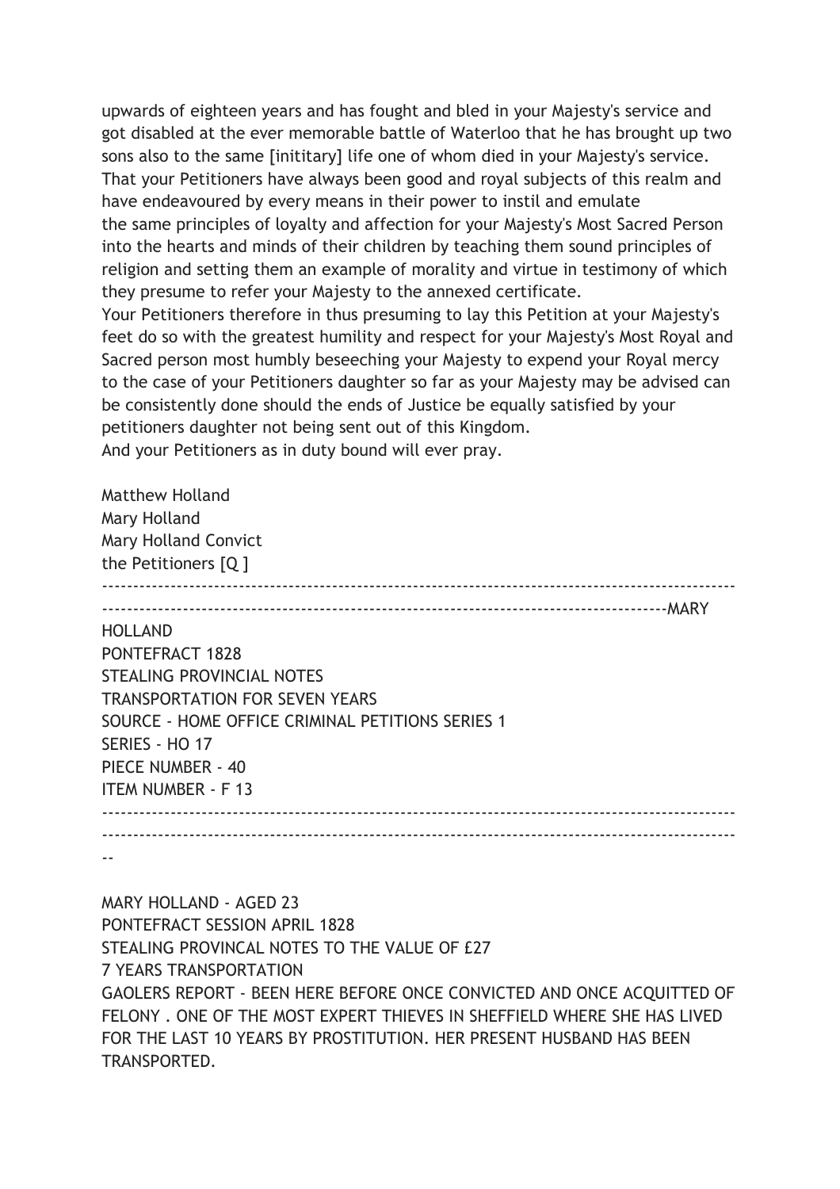upwards of eighteen years and has fought and bled in your Majesty's service and got disabled at the ever memorable battle of Waterloo that he has brought up two sons also to the same [inititary] life one of whom died in your Majesty's service. That your Petitioners have always been good and royal subjects of this realm and have endeavoured by every means in their power to instil and emulate the same principles of loyalty and affection for your Majesty's Most Sacred Person into the hearts and minds of their children by teaching them sound principles of religion and setting them an example of morality and virtue in testimony of which they presume to refer your Majesty to the annexed certificate.

Your Petitioners therefore in thus presuming to lay this Petition at your Majesty's feet do so with the greatest humility and respect for your Majesty's Most Royal and Sacred person most humbly beseeching your Majesty to expend your Royal mercy to the case of your Petitioners daughter so far as your Majesty may be advised can be consistently done should the ends of Justice be equally satisfied by your petitioners daughter not being sent out of this Kingdom.

And your Petitioners as in duty bound will ever pray.

Matthew Holland
Mary Holland
Mary Holland Convict
the Petitioners [Q ]

---------------------------------------------------------------------------------------------------

-----------------------------------------------------------------------------------------MARY HOLLAND
PONTEFRACT 1828
STEALING PROVINCIAL NOTES
TRANSPORTATION FOR SEVEN YEARS
SOURCE - HOME OFFICE CRIMINAL PETITIONS SERIES 1
SERIES - HO 17
PIECE NUMBER - 40
ITEM NUMBER - F 13

---------------------------------------------------------------------------------------------------

---------------------------------------------------------------------------------------------------

--

MARY HOLLAND - AGED 23
PONTEFRACT SESSION APRIL 1828
STEALING PROVINCAL NOTES TO THE VALUE OF £27
7 YEARS TRANSPORTATION
GAOLERS REPORT - BEEN HERE BEFORE ONCE CONVICTED AND ONCE ACQUITTED OF FELONY . ONE OF THE MOST EXPERT THIEVES IN SHEFFIELD WHERE SHE HAS LIVED FOR THE LAST 10 YEARS BY PROSTITUTION. HER PRESENT HUSBAND HAS BEEN TRANSPORTED.